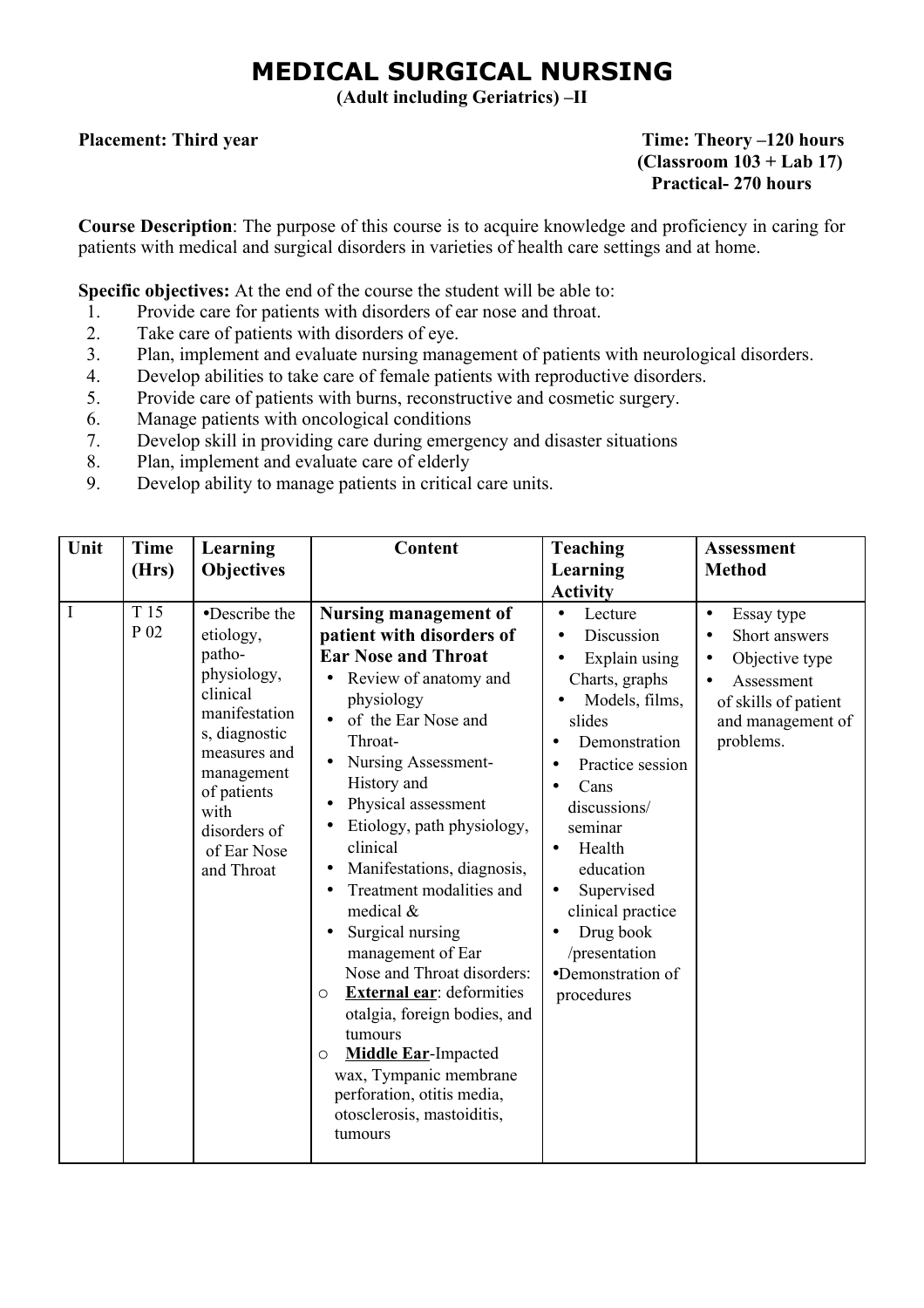# MEDICAL SURGICAL NURSING

**(Adult including Geriatrics) –II**

**Placement: Third year**

**Time: Theory –120 hours (Classroom 103 + Lab 17) Practical- 270 hours**

**Course Description**: The purpose of this course is to acquire knowledge and proficiency in caring for patients with medical and surgical disorders in varieties of health care settings and at home.

**Specific objectives:** At the end of the course the student will be able to:

1. Provide care for patients with disorders of ear nose and throat.
2. Take care of patients with disorders of eye.
3. Plan, implement and evaluate nursing management of patients with neurological disorders.
4. Develop abilities to take care of female patients with reproductive disorders.
5. Provide care of patients with burns, reconstructive and cosmetic surgery.
6. Manage patients with oncological conditions
7. Develop skill in providing care during emergency and disaster situations
8. Plan, implement and evaluate care of elderly
9. Develop ability to manage patients in critical care units.

| Unit | Time (Hrs) | Learning Objectives | Content | Teaching Learning Activity | Assessment Method |
|---|---|---|---|---|---|
| I | T 15<br>P 02 | •Describe the etiology, patho-physiology, clinical manifestations, diagnostic measures and management of patients with disorders of of Ear Nose and Throat | **Nursing management of patient with disorders of Ear Nose and Throat**<br>• Review of anatomy and physiology<br>• of the Ear Nose and Throat-<br>• Nursing Assessment-History and<br>• Physical assessment<br>• Etiology, path physiology, clinical<br>• Manifestations, diagnosis,<br>• Treatment modalities and medical &<br>• Surgical nursing management of Ear Nose and Throat disorders:<br>○ **External ear**: deformities otalgia, foreign bodies, and tumours<br>○ **Middle Ear**-Impacted wax, Tympanic membrane perforation, otitis media, otosclerosis, mastoiditis, tumours | • Lecture<br>• Discussion<br>• Explain using Charts, graphs<br>• Models, films, slides<br>• Demonstration<br>• Practice session<br>• Cans discussions/ seminar<br>• Health education<br>• Supervised clinical practice<br>• Drug book /presentation<br>•Demonstration of procedures | • Essay type<br>• Short answers<br>• Objective type<br>• Assessment of skills of patient and management of problems. |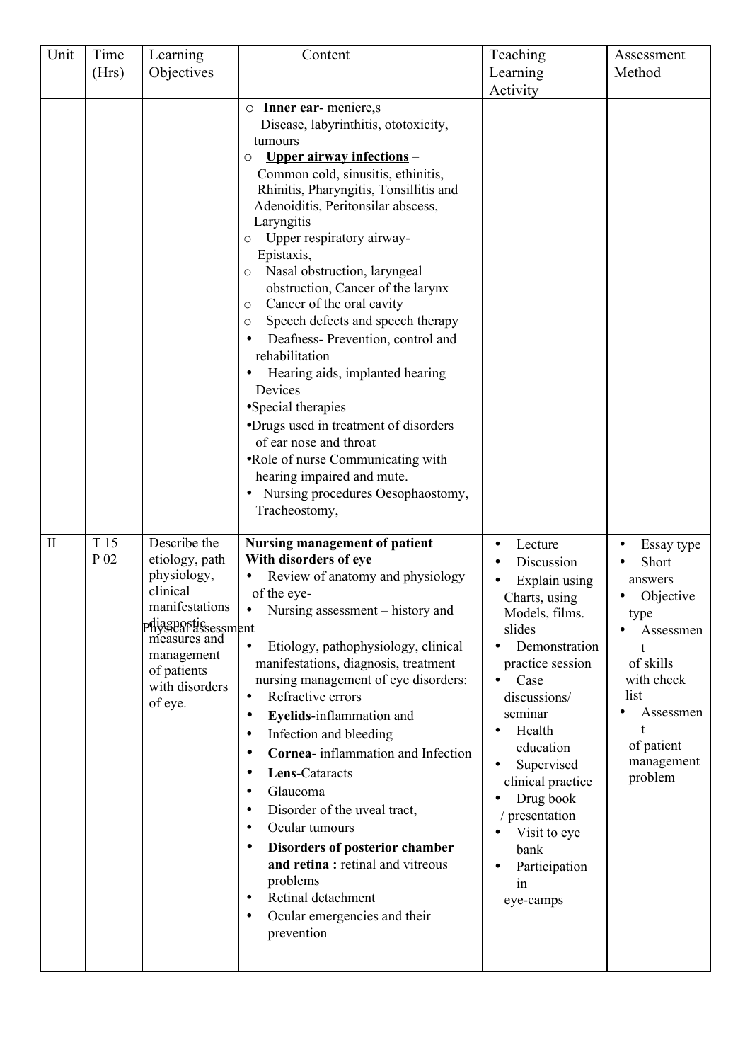| Unit | Time (Hrs) | Learning Objectives | Content | Teaching Learning Activity | Assessment Method |
|---|---|---|---|---|---|
| | | | ○ **Inner ear**- meniere,s Disease, labyrinthitis, ototoxicity, tumours<br>○ **Upper airway infections** – Common cold, sinusitis, ethinitis, Rhinitis, Pharyngitis, Tonsillitis and Adenoiditis, Peritonsilar abscess, Laryngitis<br>○ Upper respiratory airway- Epistaxis,<br>○ Nasal obstruction, laryngeal obstruction, Cancer of the larynx<br>○ Cancer of the oral cavity<br>○ Speech defects and speech therapy<br>• Deafness- Prevention, control and rehabilitation<br>• Hearing aids, implanted hearing Devices<br>• Special therapies<br>• Drugs used in treatment of disorders of ear nose and throat<br>• Role of nurse Communicating with hearing impaired and mute.<br>• Nursing procedures Oesophaostomy, Tracheostomy, | | |
| II | T 15<br>P 02 | Describe the etiology, path physiology, clinical manifestations diagnostic measures and management of patients with disorders of eye. | **Nursing management of patient With disorders of eye**<br>• Review of anatomy and physiology of the eye-<br>• Nursing assessment – history and Physical assessment<br>• Etiology, pathophysiology, clinical manifestations, diagnosis, treatment nursing management of eye disorders:<br>• Refractive errors<br>• **Eyelids**-inflammation and<br>• Infection and bleeding<br>• **Cornea**- inflammation and Infection<br>• **Lens**-Cataracts<br>• Glaucoma<br>• Disorder of the uveal tract,<br>• Ocular tumours<br>• **Disorders of posterior chamber and retina :** retinal and vitreous problems<br>• Retinal detachment<br>• Ocular emergencies and their prevention | • Lecture<br>• Discussion<br>• Explain using Charts, using Models, films. slides<br>• Demonstration practice session<br>• Case discussions/ seminar<br>• Health education<br>• Supervised clinical practice<br>• Drug book / presentation<br>• Visit to eye bank<br>• Participation in eye-camps | • Essay type<br>• Short answers<br>• Objective type<br>• Assessment of skills with check list<br>• Assessment of patient management problem |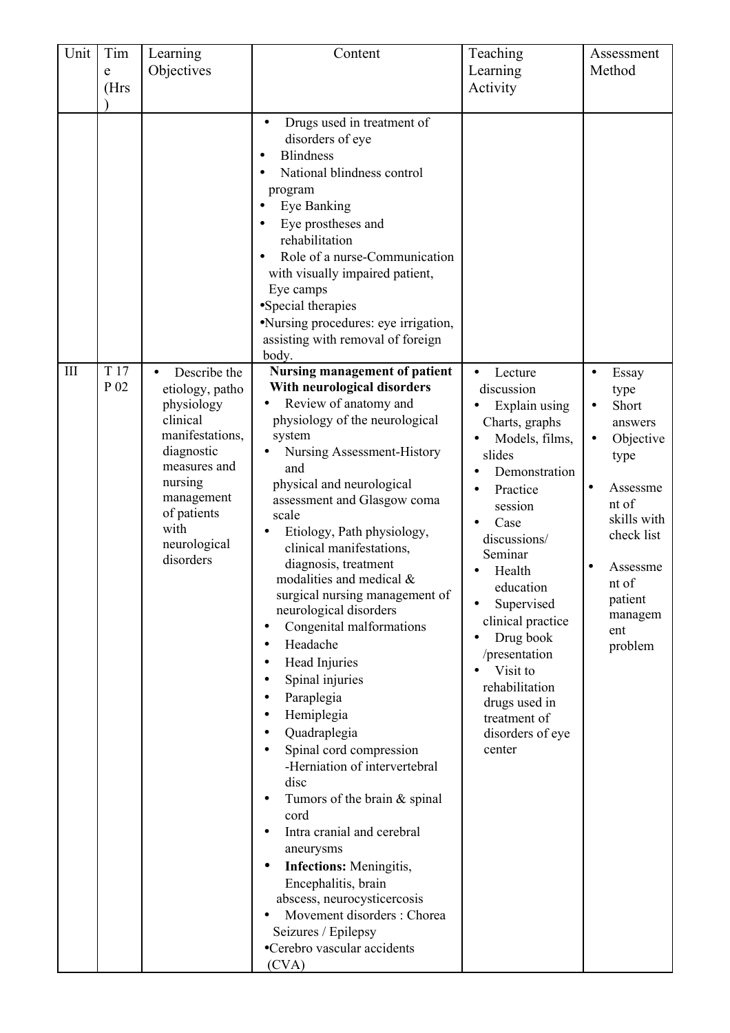| Unit | Time (Hrs) | Learning Objectives | Content | Teaching Learning Activity | Assessment Method |
|---|---|---|---|---|---|
| | | | • Drugs used in treatment of disorders of eye<br>• Blindness<br>• National blindness control program<br>• Eye Banking<br>• Eye prostheses and rehabilitation<br>• Role of a nurse-Communication with visually impaired patient, Eye camps<br>•Special therapies<br>•Nursing procedures: eye irrigation, assisting with removal of foreign body. | | |
| III | T 17<br>P 02 | • Describe the etiology, patho physiology clinical manifestations, diagnostic measures and nursing management of patients with neurological disorders | **Nursing management of patient With neurological disorders**<br>• Review of anatomy and physiology of the neurological system<br>• Nursing Assessment-History and physical and neurological assessment and Glasgow coma scale<br>• Etiology, Path physiology, clinical manifestations, diagnosis, treatment modalities and medical & surgical nursing management of neurological disorders<br>• Congenital malformations<br>• Headache<br>• Head Injuries<br>• Spinal injuries<br>• Paraplegia<br>• Hemiplegia<br>• Quadraplegia<br>• Spinal cord compression -Herniation of intervertebral disc<br>• Tumors of the brain & spinal cord<br>• Intra cranial and cerebral aneurysms<br>• **Infections:** Meningitis, Encephalitis, brain abscess, neurocysticercosis<br>• Movement disorders : Chorea Seizures / Epilepsy<br>•Cerebro vascular accidents (CVA) | • Lecture discussion<br>• Explain using Charts, graphs<br>• Models, films, slides<br>• Demonstration<br>• Practice session<br>• Case discussions/ Seminar<br>• Health education<br>• Supervised clinical practice<br>• Drug book /presentation<br>• Visit to rehabilitation drugs used in treatment of disorders of eye center | • Essay type<br>• Short answers<br>• Objective type<br>• Assessment of skills with check list<br>• Assessment of patient management problem |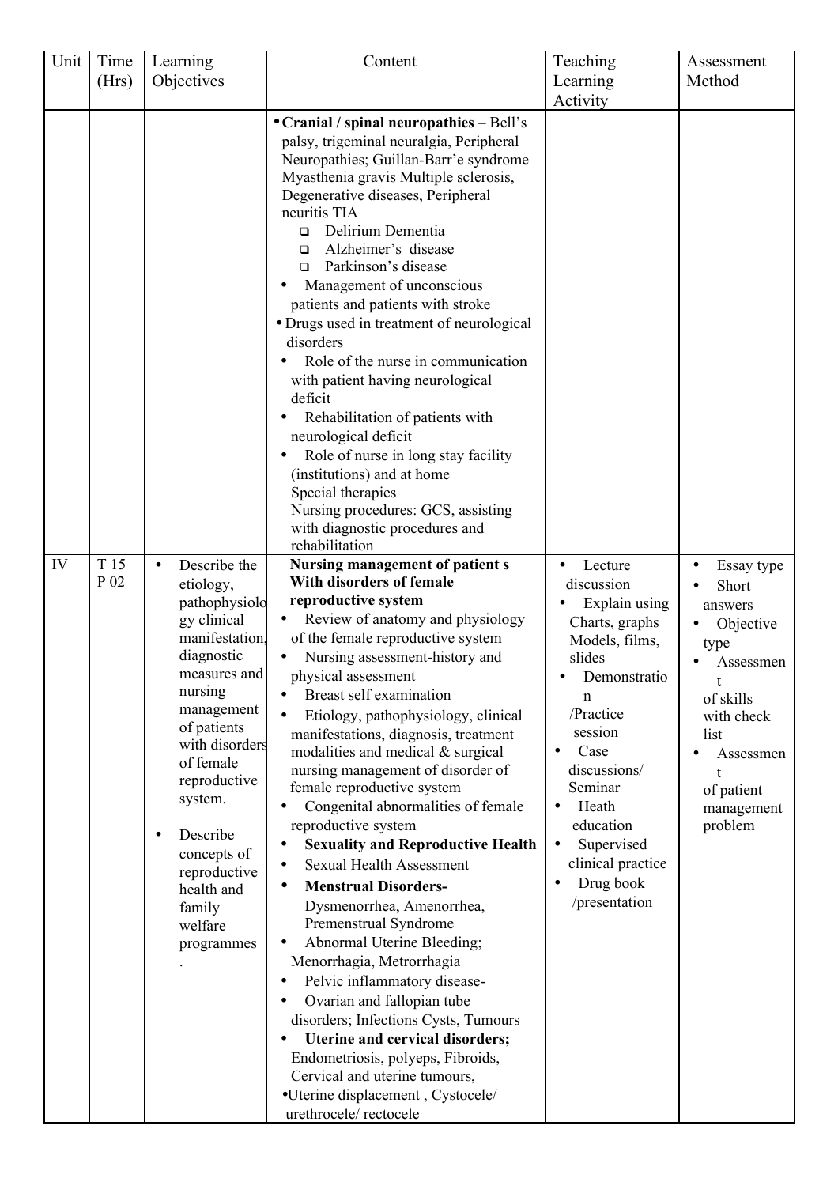| Unit | Time (Hrs) | Learning Objectives | Content | Teaching Learning Activity | Assessment Method |
|---|---|---|---|---|---|
| | | | • **Cranial / spinal neuropathies** – Bell's palsy, trigeminal neuralgia, Peripheral Neuropathies; Guillan-Barr'e syndrome Myasthenia gravis Multiple sclerosis, Degenerative diseases, Peripheral neuritis TIA<br>❑ Delirium Dementia<br>❑ Alzheimer's disease<br>❑ Parkinson's disease<br>• Management of unconscious patients and patients with stroke<br>• Drugs used in treatment of neurological disorders<br>• Role of the nurse in communication with patient having neurological deficit<br>• Rehabilitation of patients with neurological deficit<br>• Role of nurse in long stay facility (institutions) and at home<br>Special therapies<br>Nursing procedures: GCS, assisting with diagnostic procedures and rehabilitation | | |
| IV | T 15<br>P 02 | • Describe the etiology, pathophysiology clinical manifestation, diagnostic measures and nursing management of patients with disorders of female reproductive system.<br>• Describe concepts of reproductive health and family welfare programmes<br>. | **Nursing management of patient s With disorders of female reproductive system**<br>• Review of anatomy and physiology of the female reproductive system<br>• Nursing assessment-history and physical assessment<br>• Breast self examination<br>• Etiology, pathophysiology, clinical manifestations, diagnosis, treatment modalities and medical & surgical nursing management of disorder of female reproductive system<br>• Congenital abnormalities of female reproductive system<br>• **Sexuality and Reproductive Health**<br>• Sexual Health Assessment<br>• **Menstrual Disorders-** Dysmenorrhea, Amenorrhea, Premenstrual Syndrome<br>• Abnormal Uterine Bleeding; Menorrhagia, Metrorrhagia<br>• Pelvic inflammatory disease-<br>• Ovarian and fallopian tube disorders; Infections Cysts, Tumours<br>• **Uterine and cervical disorders;** Endometriosis, polyeps, Fibroids, Cervical and uterine tumours,<br>• Uterine displacement , Cystocele/ urethrocele/ rectocele | • Lecture discussion<br>• Explain using Charts, graphs Models, films, slides<br>• Demonstration /Practice session<br>• Case discussions/ Seminar<br>• Heath education<br>• Supervised clinical practice<br>• Drug book /presentation | • Essay type<br>• Short answers<br>• Objective type<br>• Assessment of skills with check list<br>• Assessment of patient management problem |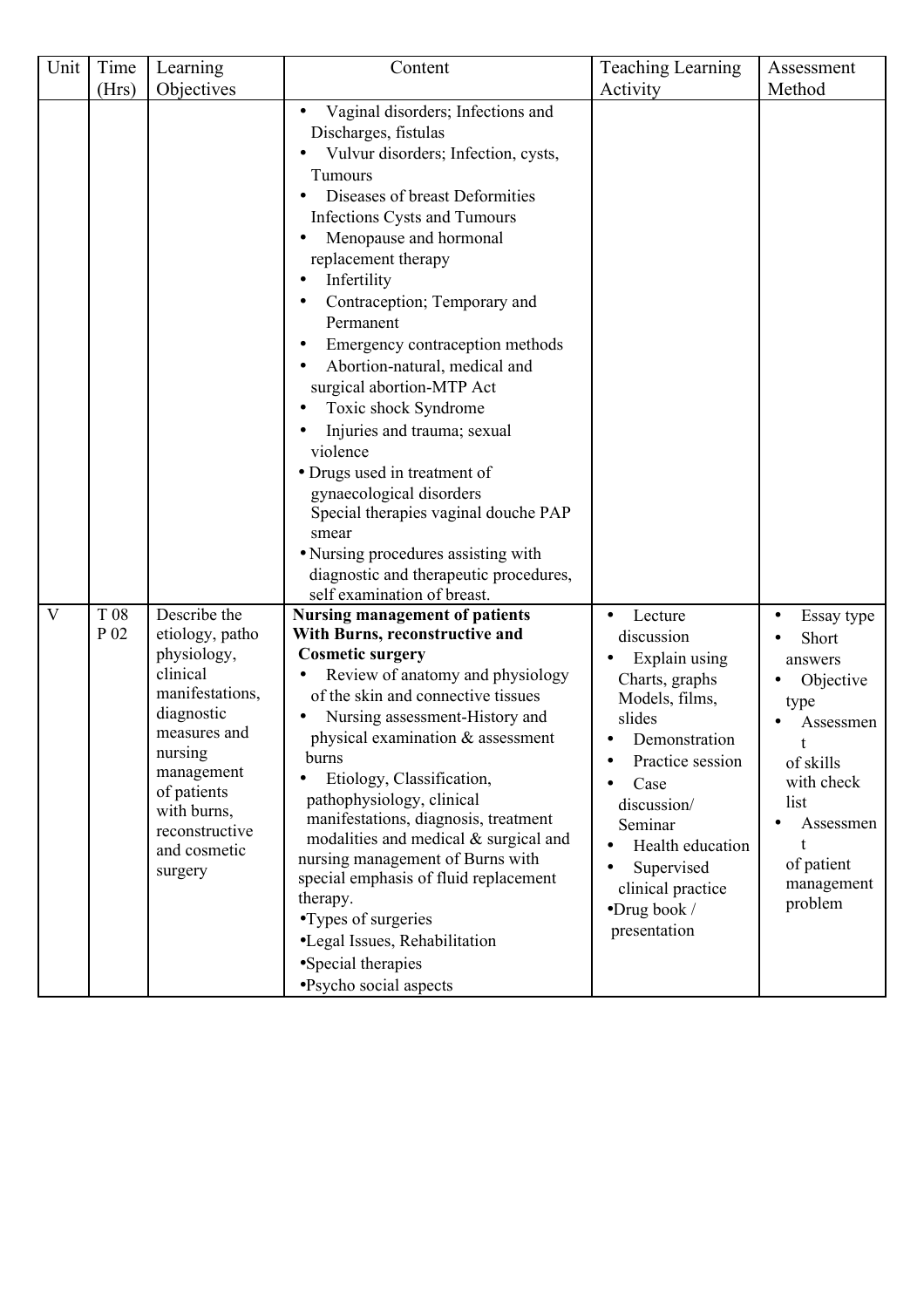| Unit | Time (Hrs) | Learning Objectives | Content | Teaching Learning Activity | Assessment Method |
|---|---|---|---|---|---|
| | | | • Vaginal disorders; Infections and Discharges, fistulas<br>• Vulvur disorders; Infection, cysts, Tumours<br>• Diseases of breast Deformities Infections Cysts and Tumours<br>• Menopause and hormonal replacement therapy<br>• Infertility<br>• Contraception; Temporary and Permanent<br>• Emergency contraception methods<br>• Abortion-natural, medical and surgical abortion-MTP Act<br>• Toxic shock Syndrome<br>• Injuries and trauma; sexual violence<br>• Drugs used in treatment of gynaecological disorders<br>Special therapies vaginal douche PAP smear<br>• Nursing procedures assisting with diagnostic and therapeutic procedures, self examination of breast. | | |
| V | T 08<br>P 02 | Describe the etiology, patho physiology, clinical manifestations, diagnostic measures and nursing management of patients with burns, reconstructive and cosmetic surgery | **Nursing management of patients With Burns, reconstructive and Cosmetic surgery**<br>• Review of anatomy and physiology of the skin and connective tissues<br>• Nursing assessment-History and physical examination & assessment burns<br>• Etiology, Classification, pathophysiology, clinical manifestations, diagnosis, treatment modalities and medical & surgical and nursing management of Burns with special emphasis of fluid replacement therapy.<br>• Types of surgeries<br>• Legal Issues, Rehabilitation<br>• Special therapies<br>• Psycho social aspects | • Lecture discussion<br>• Explain using Charts, graphs Models, films, slides<br>• Demonstration<br>• Practice session<br>• Case discussion/ Seminar<br>• Health education<br>• Supervised clinical practice<br>• Drug book / presentation | • Essay type<br>• Short answers<br>• Objective type<br>• Assessment of skills with check list<br>• Assessment of patient management problem |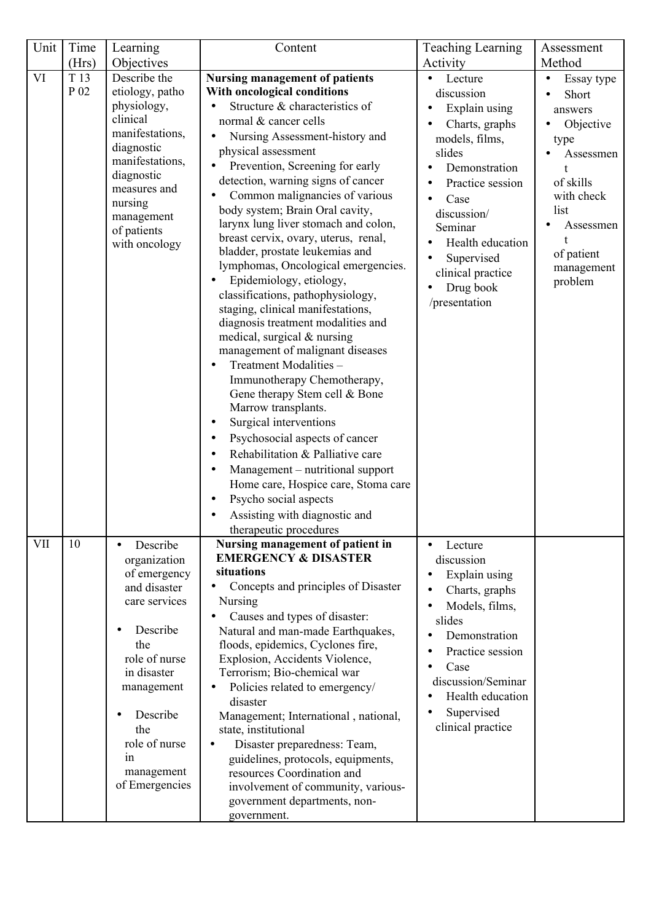| Unit | Time (Hrs) | Learning Objectives | Content | Teaching Learning Activity | Assessment Method |
|---|---|---|---|---|---|
| VI | T 13<br>P 02 | Describe the etiology, patho physiology, clinical manifestations, diagnostic manifestations, diagnostic measures and nursing management of patients with oncology | **Nursing management of patients With oncological conditions**<br>• Structure & characteristics of normal & cancer cells<br>• Nursing Assessment-history and physical assessment<br>• Prevention, Screening for early detection, warning signs of cancer<br>• Common malignancies of various body system; Brain Oral cavity, larynx lung liver stomach and colon, breast cervix, ovary, uterus, renal, bladder, prostate leukemias and lymphomas, Oncological emergencies.<br>• Epidemiology, etiology, classifications, pathophysiology, staging, clinical manifestations, diagnosis treatment modalities and medical, surgical & nursing management of malignant diseases<br>• Treatment Modalities – Immunotherapy Chemotherapy, Gene therapy Stem cell & Bone Marrow transplants.<br>• Surgical interventions<br>• Psychosocial aspects of cancer<br>• Rehabilitation & Palliative care<br>• Management – nutritional support Home care, Hospice care, Stoma care<br>• Psycho social aspects<br>• Assisting with diagnostic and therapeutic procedures | • Lecture discussion<br>• Explain using<br>• Charts, graphs models, films, slides<br>• Demonstration<br>• Practice session<br>• Case discussion/ Seminar<br>• Health education<br>• Supervised clinical practice<br>• Drug book /presentation | • Essay type<br>• Short answers<br>• Objective type<br>• Assessment of skills with check list<br>• Assessment of patient management problem |
| VII | 10 | • Describe organization of emergency and disaster care services<br>• Describe the role of nurse in disaster management<br>• Describe the role of nurse in management of Emergencies | **Nursing management of patient in EMERGENCY & DISASTER situations**<br>• Concepts and principles of Disaster Nursing<br>• Causes and types of disaster: Natural and man-made Earthquakes, floods, epidemics, Cyclones fire, Explosion, Accidents Violence, Terrorism; Bio-chemical war<br>• Policies related to emergency/ disaster Management; International , national, state, institutional<br>• Disaster preparedness: Team, guidelines, protocols, equipments, resources Coordination and involvement of community, various-government departments, non-government. | • Lecture discussion<br>• Explain using<br>• Charts, graphs<br>• Models, films, slides<br>• Demonstration<br>• Practice session<br>• Case discussion/Seminar<br>• Health education<br>• Supervised clinical practice | |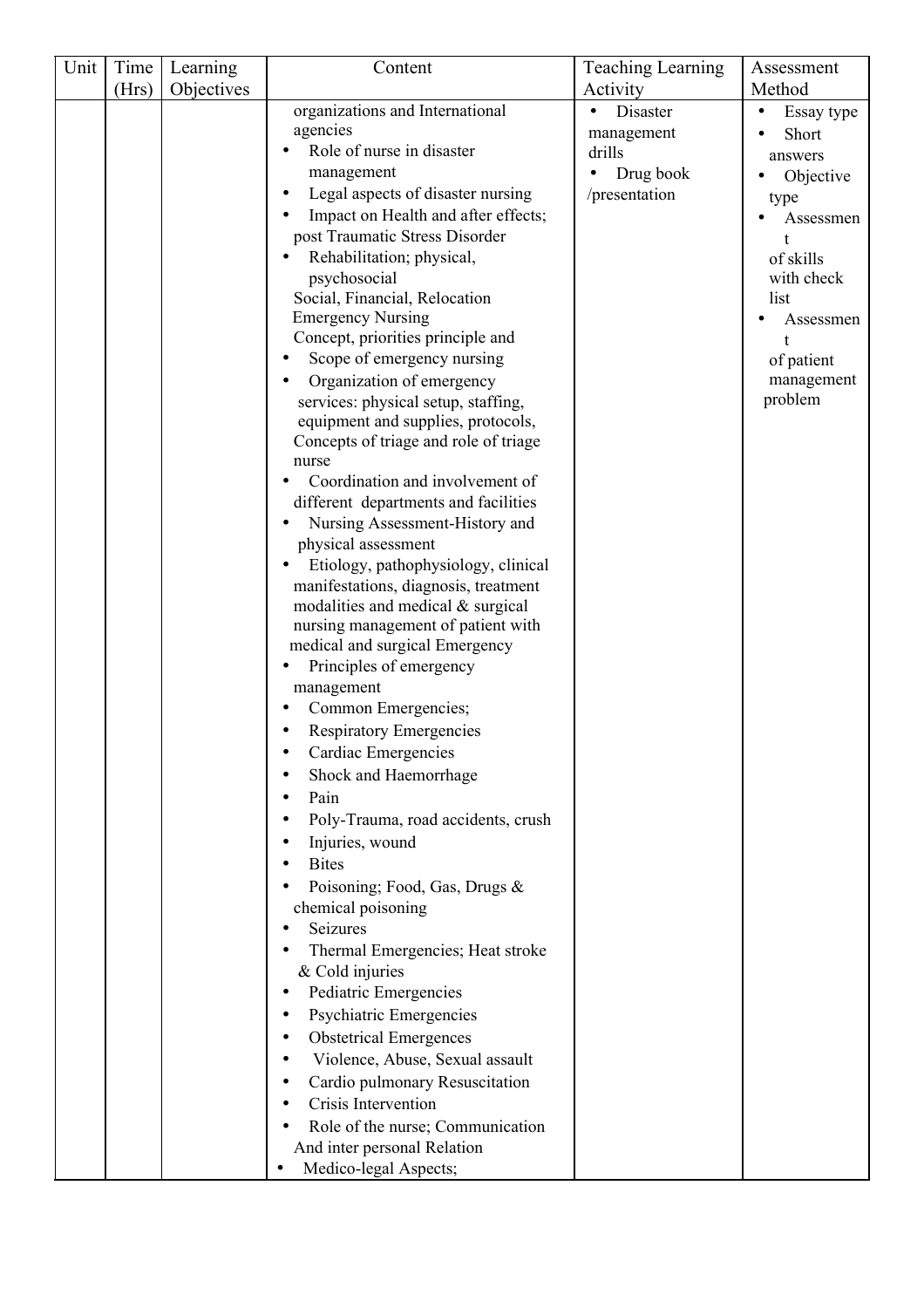| Unit | Time (Hrs) | Learning Objectives | Content | Teaching Learning Activity | Assessment Method |
|---|---|---|---|---|---|
| | | | organizations and International agencies<br>• Role of nurse in disaster management<br>• Legal aspects of disaster nursing<br>• Impact on Health and after effects; post Traumatic Stress Disorder<br>• Rehabilitation; physical, psychosocial Social, Financial, Relocation<br>Emergency Nursing<br>Concept, priorities principle and<br>• Scope of emergency nursing<br>• Organization of emergency services: physical setup, staffing, equipment and supplies, protocols, Concepts of triage and role of triage nurse<br>• Coordination and involvement of different departments and facilities<br>• Nursing Assessment-History and physical assessment<br>• Etiology, pathophysiology, clinical manifestations, diagnosis, treatment modalities and medical & surgical nursing management of patient with medical and surgical Emergency<br>• Principles of emergency management<br>• Common Emergencies;<br>• Respiratory Emergencies<br>• Cardiac Emergencies<br>• Shock and Haemorrhage<br>• Pain<br>• Poly-Trauma, road accidents, crush<br>• Injuries, wound<br>• Bites<br>• Poisoning; Food, Gas, Drugs & chemical poisoning<br>• Seizures<br>• Thermal Emergencies; Heat stroke & Cold injuries<br>• Pediatric Emergencies<br>• Psychiatric Emergencies<br>• Obstetrical Emergences<br>• Violence, Abuse, Sexual assault<br>• Cardio pulmonary Resuscitation<br>• Crisis Intervention<br>• Role of the nurse; Communication And inter personal Relation<br>• Medico-legal Aspects; | • Disaster management drills<br>• Drug book /presentation | • Essay type<br>• Short answers<br>• Objective type<br>• Assessment of skills with check list<br>• Assessment of patient management problem |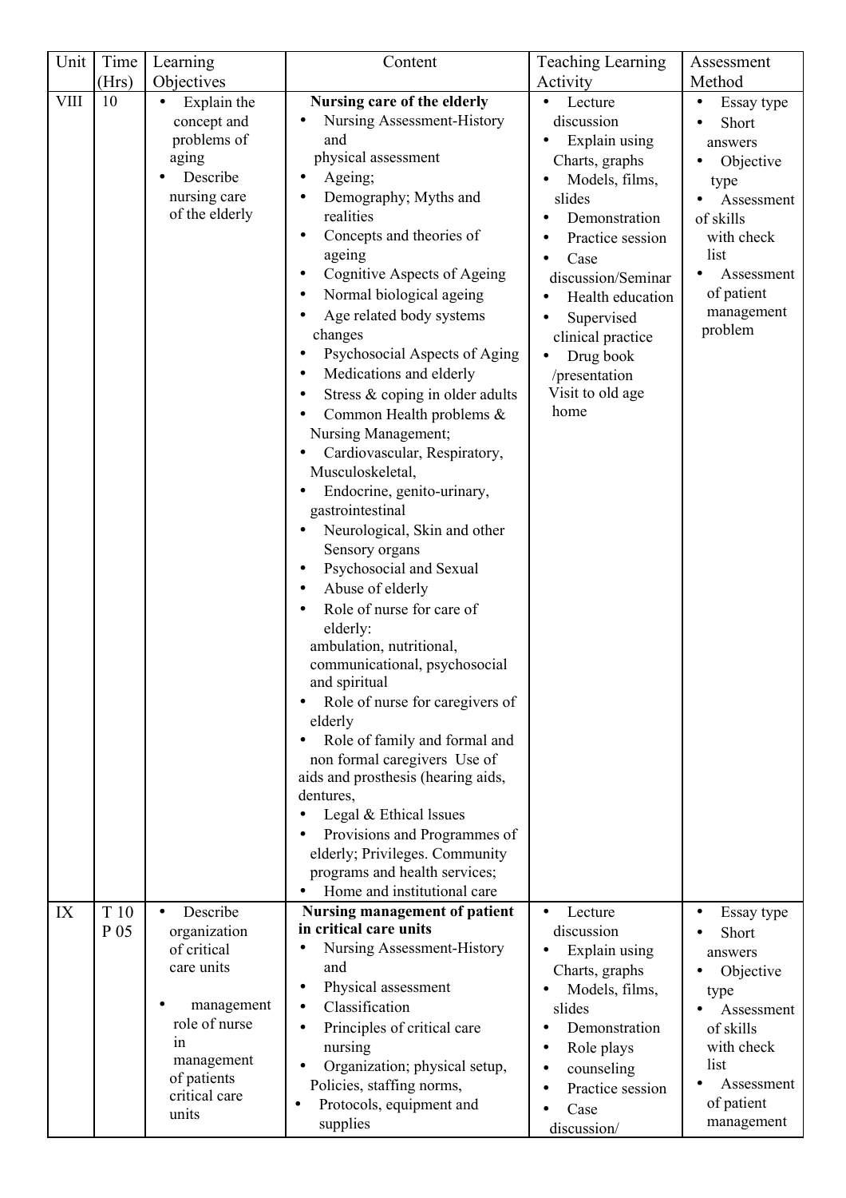| Unit | Time (Hrs) | Learning Objectives | Content | Teaching Learning Activity | Assessment Method |
|---|---|---|---|---|---|
| VIII | 10 | • Explain the concept and problems of aging<br>• Describe nursing care of the elderly | **Nursing care of the elderly**<br>• Nursing Assessment-History and physical assessment<br>• Ageing;<br>• Demography; Myths and realities<br>• Concepts and theories of ageing<br>• Cognitive Aspects of Ageing<br>• Normal biological ageing<br>• Age related body systems changes<br>• Psychosocial Aspects of Aging<br>• Medications and elderly<br>• Stress & coping in older adults<br>• Common Health problems & Nursing Management;<br>• Cardiovascular, Respiratory, Musculoskeletal,<br>• Endocrine, genito-urinary, gastrointestinal<br>• Neurological, Skin and other Sensory organs<br>• Psychosocial and Sexual<br>• Abuse of elderly<br>• Role of nurse for care of elderly: ambulation, nutritional, communicational, psychosocial and spiritual<br>• Role of nurse for caregivers of elderly<br>• Role of family and formal and non formal caregivers Use of aids and prosthesis (hearing aids, dentures,<br>• Legal & Ethical lssues<br>• Provisions and Programmes of elderly; Privileges. Community programs and health services;<br>• Home and institutional care | • Lecture discussion<br>• Explain using Charts, graphs<br>• Models, films, slides<br>• Demonstration<br>• Practice session<br>• Case discussion/Seminar<br>• Health education<br>• Supervised clinical practice<br>• Drug book /presentation<br>Visit to old age home | • Essay type<br>• Short answers<br>• Objective type<br>• Assessment of skills with check list<br>• Assessment of patient management problem |
| IX | T 10<br>P 05 | • Describe organization of critical care units<br>• management role of nurse in management of patients critical care units | **Nursing management of patient in critical care units**<br>• Nursing Assessment-History and<br>• Physical assessment<br>• Classification<br>• Principles of critical care nursing<br>• Organization; physical setup, Policies, staffing norms,<br>• Protocols, equipment and supplies | • Lecture discussion<br>• Explain using Charts, graphs<br>• Models, films, slides<br>• Demonstration<br>• Role plays<br>• counseling<br>• Practice session<br>• Case discussion/ | • Essay type<br>• Short answers<br>• Objective type<br>• Assessment of skills with check list<br>• Assessment of patient management |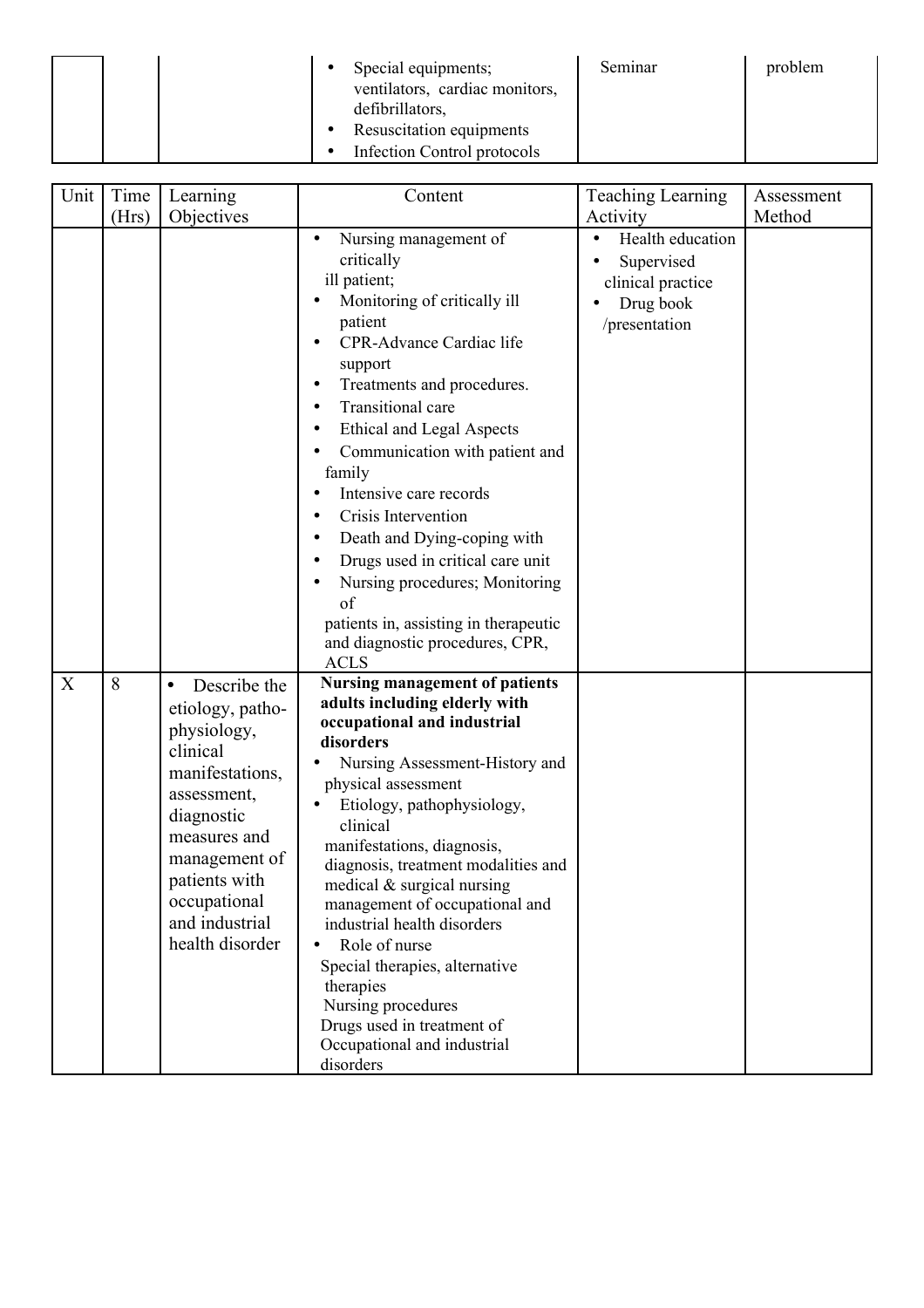| | | | • Special equipments; ventilators, cardiac monitors, defibrillators,<br>• Resuscitation equipments<br>• Infection Control protocols | Seminar | problem |
|---|---|---|---|---|---|

| Unit | Time (Hrs) | Learning Objectives | Content | Teaching Learning Activity | Assessment Method |
|---|---|---|---|---|---|
| | | | • Nursing management of critically ill patient;<br>• Monitoring of critically ill patient<br>• CPR-Advance Cardiac life support<br>• Treatments and procedures.<br>• Transitional care<br>• Ethical and Legal Aspects<br>• Communication with patient and family<br>• Intensive care records<br>• Crisis Intervention<br>• Death and Dying-coping with<br>• Drugs used in critical care unit<br>• Nursing procedures; Monitoring of patients in, assisting in therapeutic and diagnostic procedures, CPR, ACLS | • Health education<br>• Supervised clinical practice<br>• Drug book /presentation | |
| X | 8 | • Describe the etiology, patho-physiology, clinical manifestations, assessment, diagnostic measures and management of patients with occupational and industrial health disorder | **Nursing management of patients adults including elderly with occupational and industrial disorders**<br>• Nursing Assessment-History and physical assessment<br>• Etiology, pathophysiology, clinical manifestations, diagnosis, diagnosis, treatment modalities and medical & surgical nursing management of occupational and industrial health disorders<br>• Role of nurse<br>Special therapies, alternative therapies<br>Nursing procedures<br>Drugs used in treatment of Occupational and industrial disorders | | |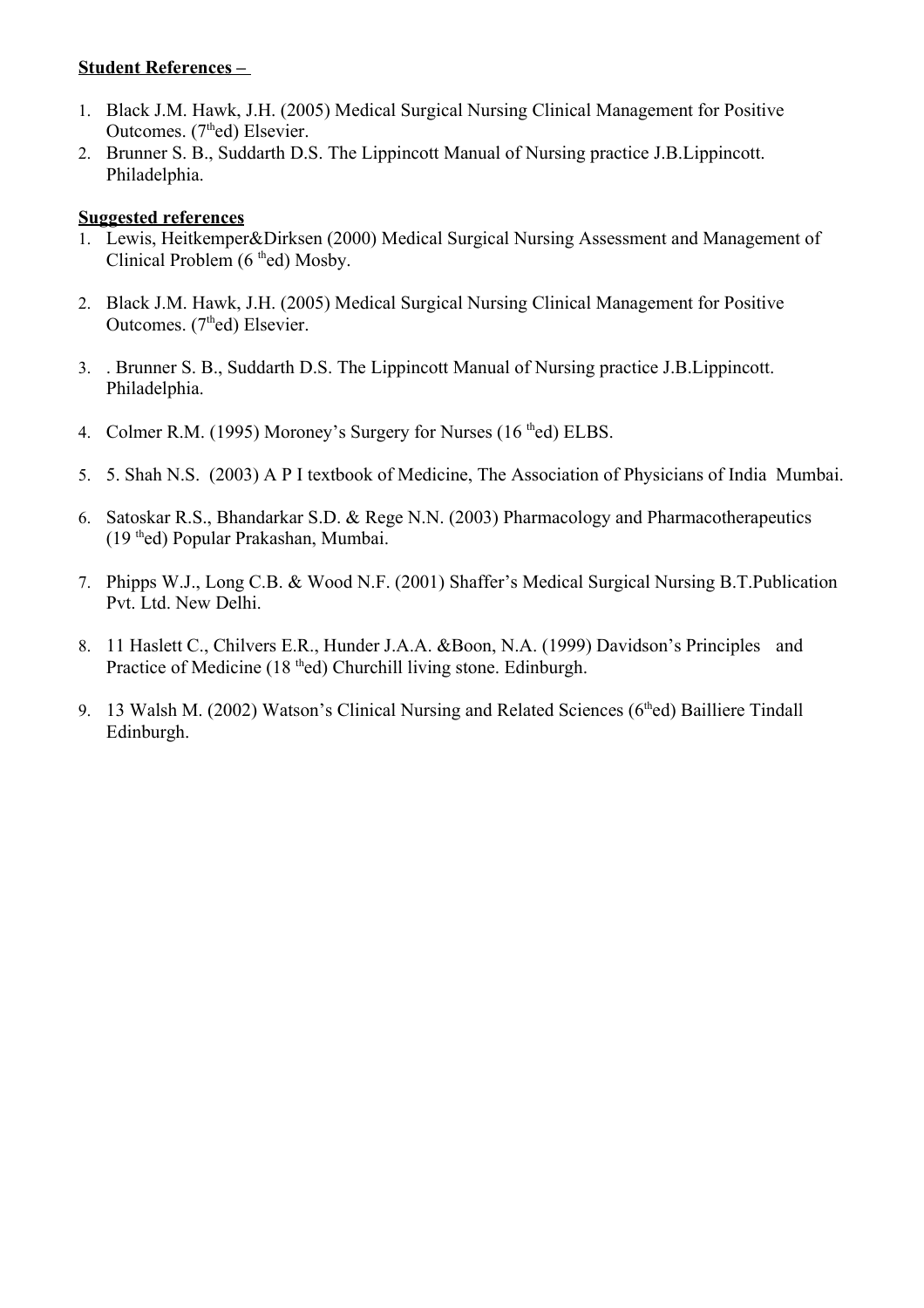**Student References –**

1. Black J.M. Hawk, J.H. (2005) Medical Surgical Nursing Clinical Management for Positive Outcomes. (7thed) Elsevier.
2. Brunner S. B., Suddarth D.S. The Lippincott Manual of Nursing practice J.B.Lippincott. Philadelphia.

**Suggested references**

1. Lewis, Heitkemper&Dirksen (2000) Medical Surgical Nursing Assessment and Management of Clinical Problem (6 thed) Mosby.
2. Black J.M. Hawk, J.H. (2005) Medical Surgical Nursing Clinical Management for Positive Outcomes. (7thed) Elsevier.
3. . Brunner S. B., Suddarth D.S. The Lippincott Manual of Nursing practice J.B.Lippincott. Philadelphia.
4. Colmer R.M. (1995) Moroney's Surgery for Nurses (16 thed) ELBS.
5. 5. Shah N.S. (2003) A P I textbook of Medicine, The Association of Physicians of India Mumbai.
6. Satoskar R.S., Bhandarkar S.D. & Rege N.N. (2003) Pharmacology and Pharmacotherapeutics (19 thed) Popular Prakashan, Mumbai.
7. Phipps W.J., Long C.B. & Wood N.F. (2001) Shaffer's Medical Surgical Nursing B.T.Publication Pvt. Ltd. New Delhi.
8. 11 Haslett C., Chilvers E.R., Hunder J.A.A. &Boon, N.A. (1999) Davidson's Principles and Practice of Medicine (18 thed) Churchill living stone. Edinburgh.
9. 13 Walsh M. (2002) Watson's Clinical Nursing and Related Sciences (6thed) Bailliere Tindall Edinburgh.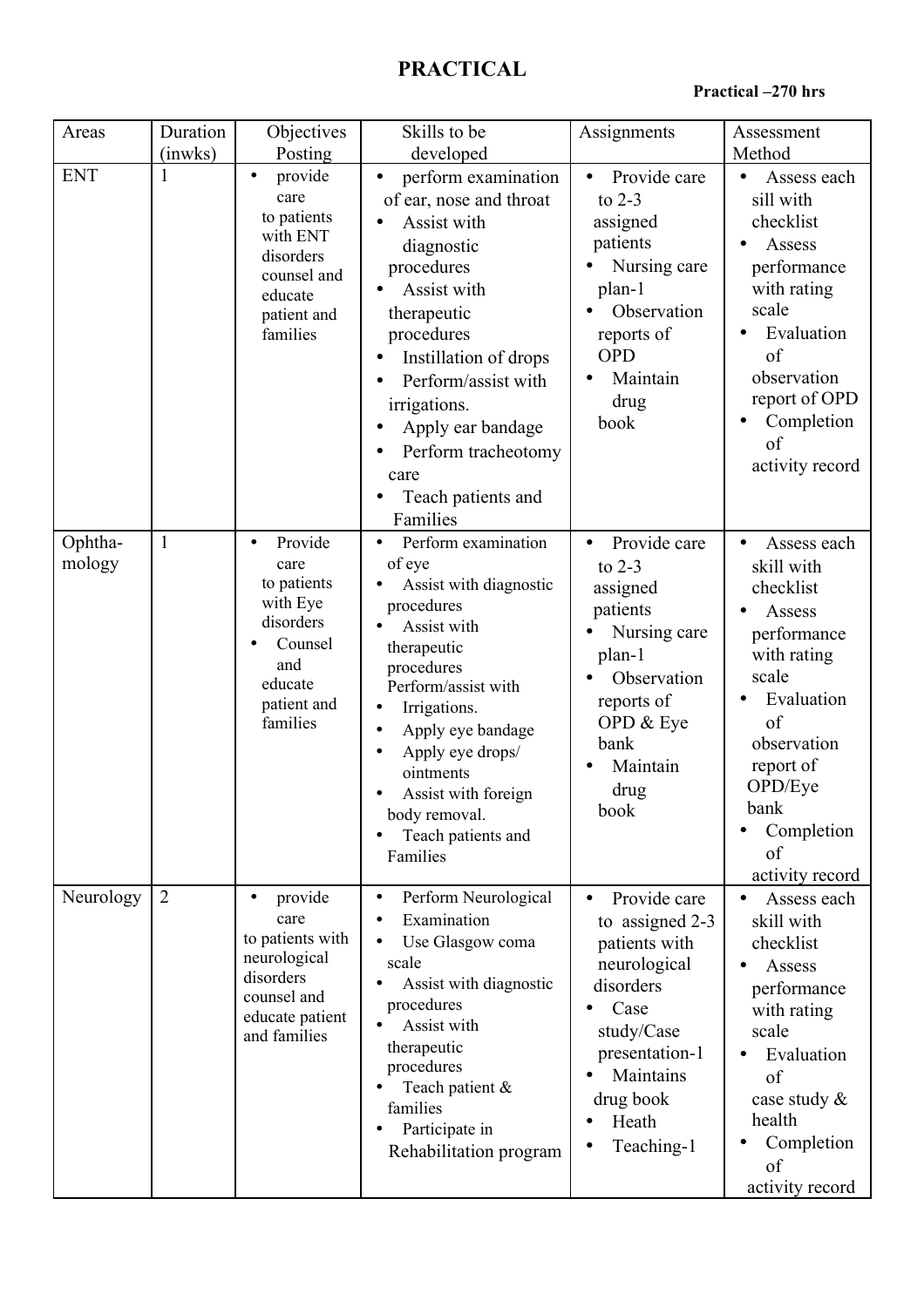## PRACTICAL

**Practical –270 hrs**

| Areas | Duration (inwks) | Objectives Posting | Skills to be developed | Assignments | Assessment Method |
|---|---|---|---|---|---|
| ENT | 1 | • provide care to patients with ENT disorders counsel and educate patient and families | • perform examination of ear, nose and throat<br>• Assist with diagnostic procedures<br>• Assist with therapeutic procedures<br>• Instillation of drops<br>• Perform/assist with irrigations.<br>• Apply ear bandage<br>• Perform tracheotomy care<br>• Teach patients and Families | • Provide care to 2-3 assigned patients<br>• Nursing care plan-1<br>• Observation reports of OPD<br>• Maintain drug book | • Assess each sill with checklist<br>• Assess performance with rating scale<br>• Evaluation of observation report of OPD<br>• Completion of activity record |
| Ophtha-mology | 1 | • Provide care to patients with Eye disorders<br>• Counsel and educate patient and families | • Perform examination of eye<br>• Assist with diagnostic procedures<br>• Assist with therapeutic procedures<br>Perform/assist with<br>• Irrigations.<br>• Apply eye bandage<br>• Apply eye drops/ ointments<br>• Assist with foreign body removal.<br>• Teach patients and Families | • Provide care to 2-3 assigned patients<br>• Nursing care plan-1<br>• Observation reports of OPD & Eye bank<br>• Maintain drug book | • Assess each skill with checklist<br>• Assess performance with rating scale<br>• Evaluation of observation report of OPD/Eye bank<br>• Completion of activity record |
| Neurology | 2 | • provide care to patients with neurological disorders counsel and educate patient and families | • Perform Neurological<br>• Examination<br>• Use Glasgow coma scale<br>• Assist with diagnostic procedures<br>• Assist with therapeutic procedures<br>• Teach patient & families<br>• Participate in Rehabilitation program | • Provide care to assigned 2-3 patients with neurological disorders<br>• Case study/Case presentation-1<br>• Maintains drug book<br>• Heath<br>• Teaching-1 | • Assess each skill with checklist<br>• Assess performance with rating scale<br>• Evaluation of case study & health<br>• Completion of activity record |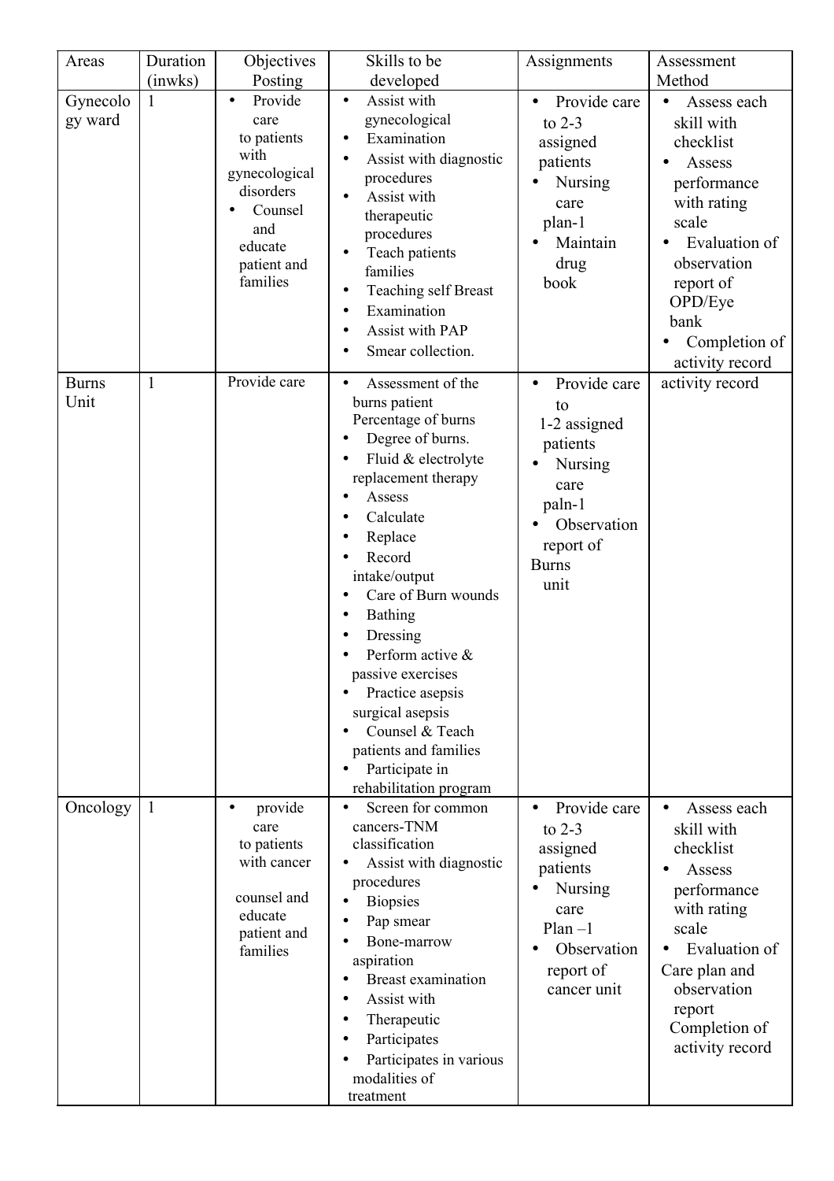| Areas | Duration (inwks) | Objectives Posting | Skills to be developed | Assignments | Assessment Method |
|---|---|---|---|---|---|
| Gynecology ward | 1 | • Provide care to patients with gynecological disorders<br>• Counsel and educate patient and families | • Assist with gynecological<br>• Examination<br>• Assist with diagnostic procedures<br>• Assist with therapeutic procedures<br>• Teach patients families<br>• Teaching self Breast<br>• Examination<br>• Assist with PAP<br>• Smear collection. | • Provide care to 2-3 assigned patients<br>• Nursing care plan-1<br>• Maintain drug book | • Assess each skill with checklist<br>• Assess performance with rating scale<br>• Evaluation of observation report of OPD/Eye bank<br>• Completion of activity record |
| Burns Unit | 1 | Provide care | • Assessment of the burns patient Percentage of burns<br>• Degree of burns.<br>• Fluid & electrolyte replacement therapy<br>• Assess<br>• Calculate<br>• Replace<br>• Record intake/output<br>• Care of Burn wounds<br>• Bathing<br>• Dressing<br>• Perform active & passive exercises<br>• Practice asepsis surgical asepsis<br>• Counsel & Teach patients and families<br>• Participate in rehabilitation program | • Provide care to 1-2 assigned patients<br>• Nursing care paln-1<br>• Observation report of Burns unit | activity record |
| Oncology | 1 | • provide care to patients with cancer<br><br>counsel and educate patient and families | • Screen for common cancers-TNM classification<br>• Assist with diagnostic procedures<br>• Biopsies<br>• Pap smear<br>• Bone-marrow aspiration<br>• Breast examination<br>• Assist with<br>• Therapeutic<br>• Participates<br>• Participates in various modalities of treatment | • Provide care to 2-3 assigned patients<br>• Nursing care Plan –1<br>• Observation report of cancer unit | • Assess each skill with checklist<br>• Assess performance with rating scale<br>• Evaluation of Care plan and observation report Completion of activity record |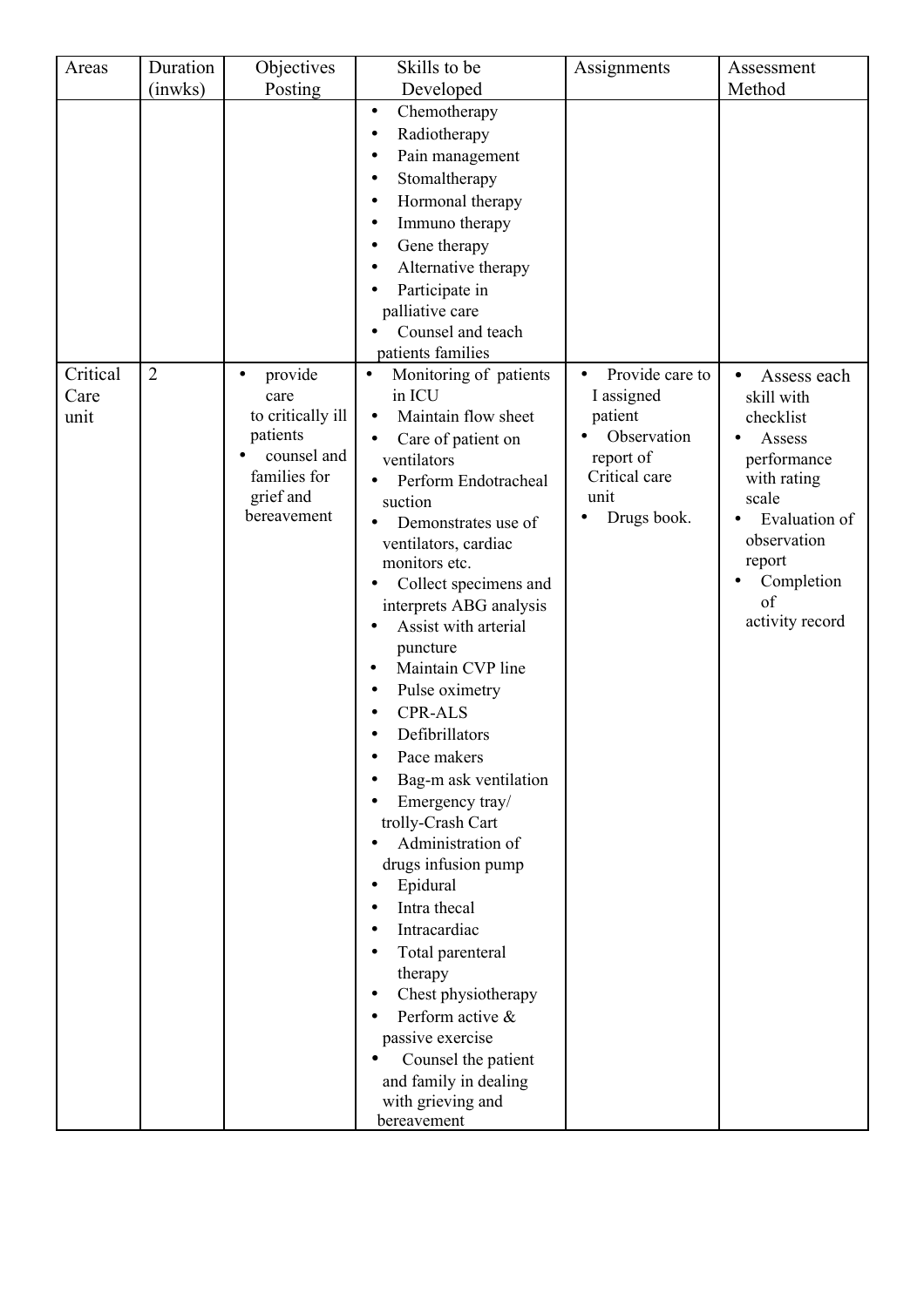| Areas | Duration (inwks) | Objectives Posting | Skills to be Developed | Assignments | Assessment Method |
|---|---|---|---|---|---|
| | | | • Chemotherapy<br>• Radiotherapy<br>• Pain management<br>• Stomaltherapy<br>• Hormonal therapy<br>• Immuno therapy<br>• Gene therapy<br>• Alternative therapy<br>• Participate in palliative care<br>• Counsel and teach patients families | | |
| Critical Care unit | 2 | • provide care to critically ill patients<br>• counsel and families for grief and bereavement | • Monitoring of patients in ICU<br>• Maintain flow sheet<br>• Care of patient on ventilators<br>• Perform Endotracheal suction<br>• Demonstrates use of ventilators, cardiac monitors etc.<br>• Collect specimens and interprets ABG analysis<br>• Assist with arterial puncture<br>• Maintain CVP line<br>• Pulse oximetry<br>• CPR-ALS<br>• Defibrillators<br>• Pace makers<br>• Bag-m ask ventilation<br>• Emergency tray/ trolly-Crash Cart<br>• Administration of drugs infusion pump<br>• Epidural<br>• Intra thecal<br>• Intracardiac<br>• Total parenteral therapy<br>• Chest physiotherapy<br>• Perform active & passive exercise<br>• Counsel the patient and family in dealing with grieving and bereavement | • Provide care to I assigned patient<br>• Observation report of Critical care unit<br>• Drugs book. | • Assess each skill with checklist<br>• Assess performance with rating scale<br>• Evaluation of observation report<br>• Completion of activity record |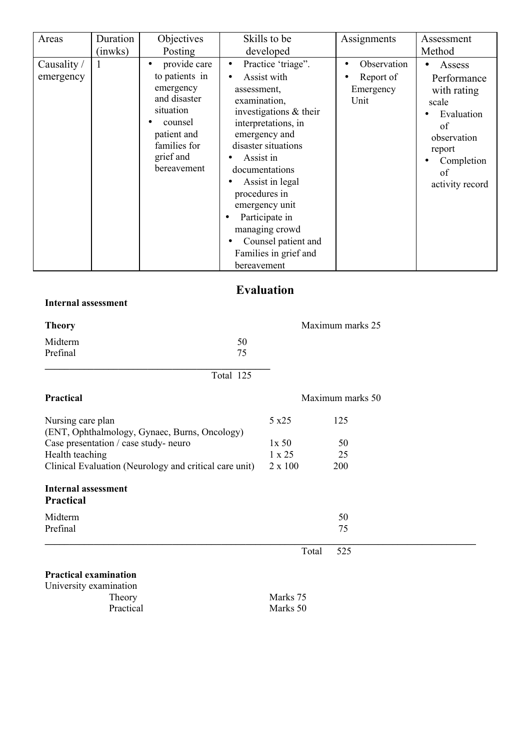| Areas | Duration (inwks) | Objectives Posting | Skills to be developed | Assignments | Assessment Method |
|---|---|---|---|---|---|
| Causality / emergency | 1 | • provide care to patients in emergency and disaster situation<br>• counsel patient and families for grief and bereavement | • Practice 'triage".<br>• Assist with assessment, examination, investigations & their interpretations, in emergency and disaster situations<br>• Assist in documentations<br>• Assist in legal procedures in emergency unit<br>• Participate in managing crowd<br>• Counsel patient and Families in grief and bereavement | • Observation<br>• Report of Emergency Unit | • Assess Performance with rating scale<br>• Evaluation of observation report<br>• Completion of activity record |

## Evaluation

**Internal assessment**

**Theory** Maximum marks 25

| | |
|---|---|
| Midterm | 50 |
| Prefinal | 75 |
| Total | 125 |

**Practical** Maximum marks 50

| | | |
|---|---|---|
| Nursing care plan (ENT, Ophthalmology, Gynaec, Burns, Oncology) | 5 x25 | 125 |
| Case presentation / case study- neuro | 1x 50 | 50 |
| Health teaching | 1 x 25 | 25 |
| Clinical Evaluation (Neurology and critical care unit) | 2 x 100 | 200 |

**Internal assessment**

**Practical**

| | | |
|---|---|---|
| Midterm | | 50 |
| Prefinal | | 75 |
| | Total | 525 |

**Practical examination**

University examination

| | |
|---|---|
| Theory | Marks 75 |
| Practical | Marks 50 |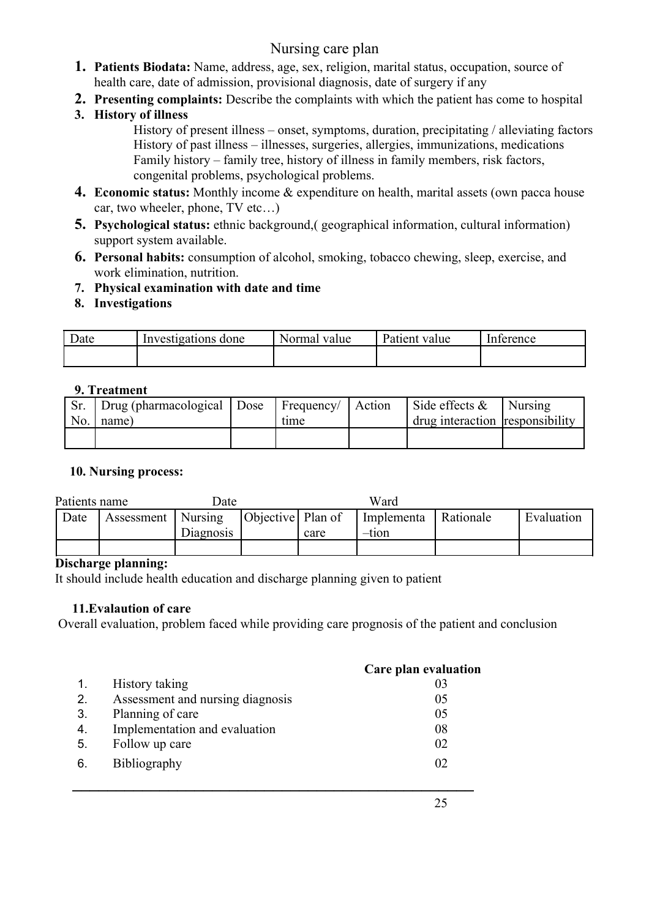# Nursing care plan

1. **Patients Biodata:** Name, address, age, sex, religion, marital status, occupation, source of health care, date of admission, provisional diagnosis, date of surgery if any
2. **Presenting complaints:** Describe the complaints with which the patient has come to hospital
3. **History of illness**
   - History of present illness – onset, symptoms, duration, precipitating / alleviating factors
   - History of past illness – illnesses, surgeries, allergies, immunizations, medications
   - Family history – family tree, history of illness in family members, risk factors, congenital problems, psychological problems.
4. **Economic status:** Monthly income & expenditure on health, marital assets (own pacca house car, two wheeler, phone, TV etc…)
5. **Psychological status:** ethnic background,( geographical information, cultural information) support system available.
6. **Personal habits:** consumption of alcohol, smoking, tobacco chewing, sleep, exercise, and work elimination, nutrition.
7. **Physical examination with date and time**
8. **Investigations**

| Date | Investigations done | Normal value | Patient value | Inference |
|---|---|---|---|---|
| | | | | |

**9. Treatment**

| Sr. No. | Drug (pharmacological name) | Dose | Frequency/ time | Action | Side effects & drug interaction | Nursing responsibility |
|---|---|---|---|---|---|---|
| | | | | | | |

**10. Nursing process:**

Patients name Date Ward

| Date | Assessment | Nursing Diagnosis | Objective | Plan of care | Implementa –tion | Rationale | Evaluation |
|---|---|---|---|---|---|---|---|
| | | | | | | | |

**Discharge planning:**

It should include health education and discharge planning given to patient

**11.Evalaution of care**

Overall evaluation, problem faced while providing care prognosis of the patient and conclusion

| | | Care plan evaluation |
|---|---|---|
| 1. | History taking | 03 |
| 2. | Assessment and nursing diagnosis | 05 |
| 3. | Planning of care | 05 |
| 4. | Implementation and evaluation | 08 |
| 5. | Follow up care | 02 |
| 6. | Bibliography | 02 |
| | | 25 |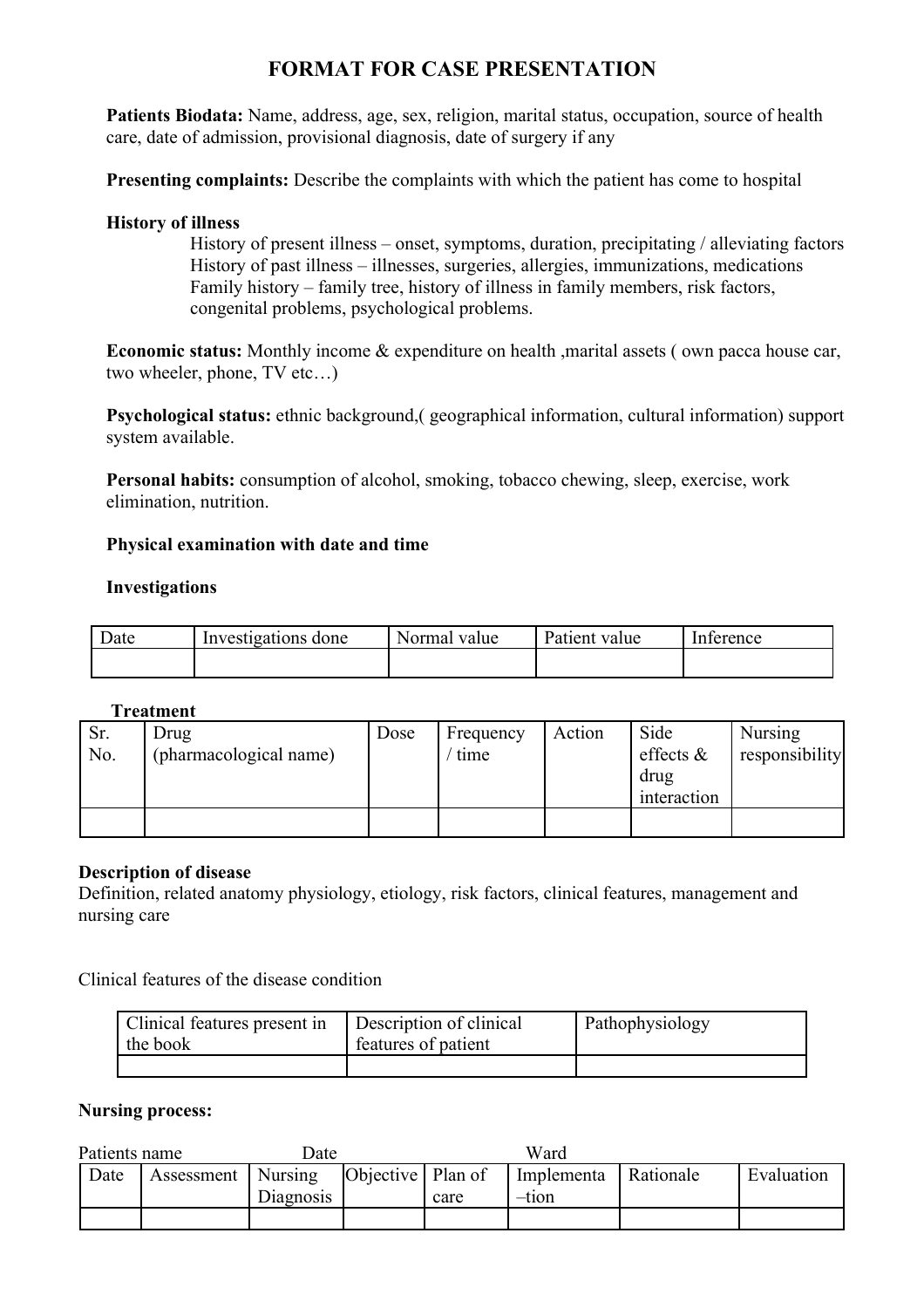# FORMAT FOR CASE PRESENTATION

**Patients Biodata:** Name, address, age, sex, religion, marital status, occupation, source of health care, date of admission, provisional diagnosis, date of surgery if any

**Presenting complaints:** Describe the complaints with which the patient has come to hospital

**History of illness**

History of present illness – onset, symptoms, duration, precipitating / alleviating factors
History of past illness – illnesses, surgeries, allergies, immunizations, medications
Family history – family tree, history of illness in family members, risk factors, congenital problems, psychological problems.

**Economic status:** Monthly income & expenditure on health ,marital assets ( own pacca house car, two wheeler, phone, TV etc…)

**Psychological status:** ethnic background,( geographical information, cultural information) support system available.

**Personal habits:** consumption of alcohol, smoking, tobacco chewing, sleep, exercise, work elimination, nutrition.

**Physical examination with date and time**

**Investigations**

| Date | Investigations done | Normal value | Patient value | Inference |
|---|---|---|---|---|
| | | | | |

**Treatment**

| Sr. No. | Drug (pharmacological name) | Dose | Frequency / time | Action | Side effects & drug interaction | Nursing responsibility |
|---|---|---|---|---|---|---|
| | | | | | | |

**Description of disease**

Definition, related anatomy physiology, etiology, risk factors, clinical features, management and nursing care

Clinical features of the disease condition

| Clinical features present in the book | Description of clinical features of patient | Pathophysiology |
|---|---|---|
| | | |

**Nursing process:**

Patients name Date Ward

| Date | Assessment | Nursing Diagnosis | Objective | Plan of care | Implementa –tion | Rationale | Evaluation |
|---|---|---|---|---|---|---|---|
| | | | | | | | |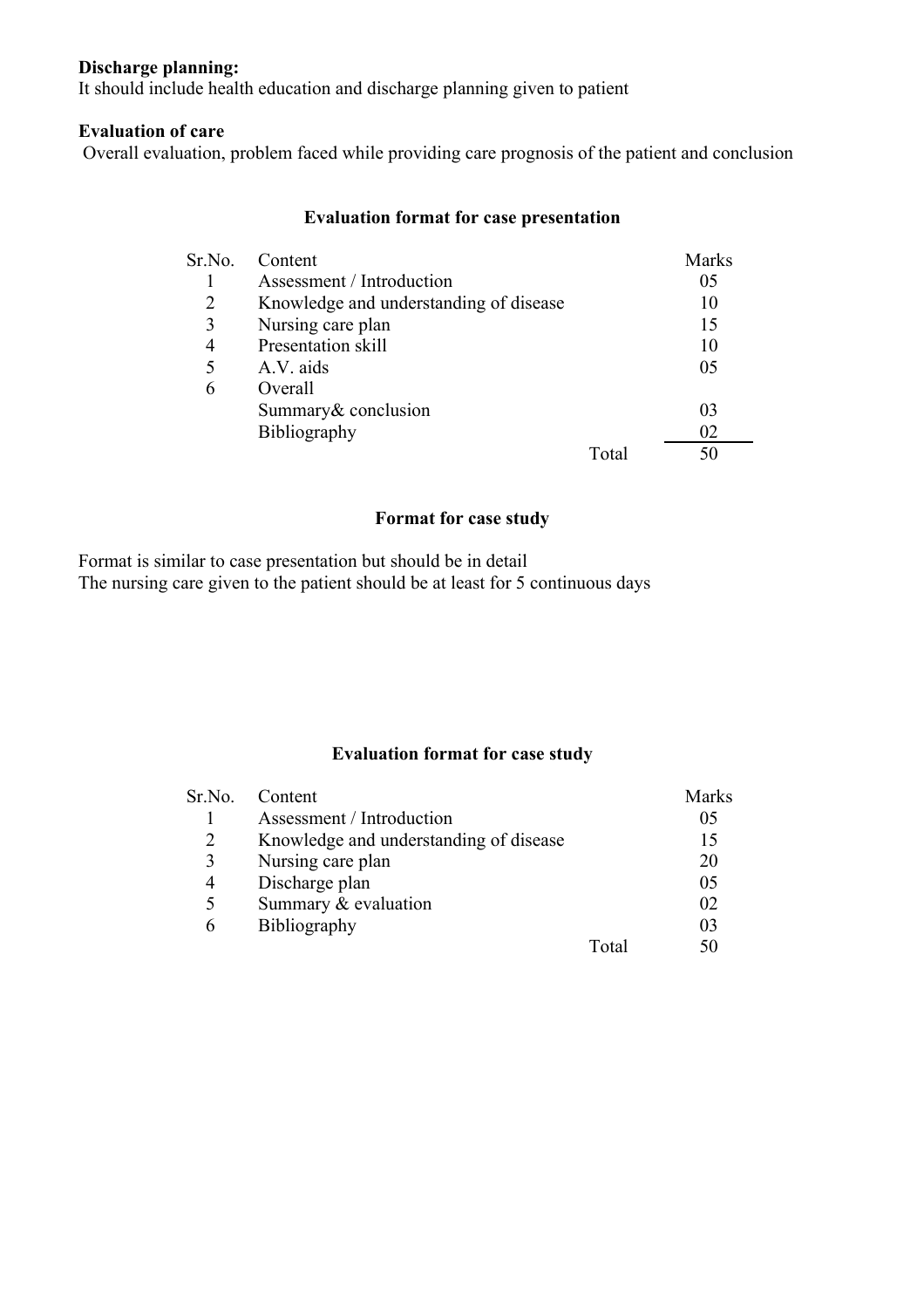**Discharge planning:**
It should include health education and discharge planning given to patient

**Evaluation of care**
Overall evaluation, problem faced while providing care prognosis of the patient and conclusion

### Evaluation format for case presentation

| Sr.No. | Content | Marks |
|---|---|---|
| 1 | Assessment / Introduction | 05 |
| 2 | Knowledge and understanding of disease | 10 |
| 3 | Nursing care plan | 15 |
| 4 | Presentation skill | 10 |
| 5 | A.V. aids | 05 |
| 6 | Overall | |
| | Summary& conclusion | 03 |
| | Bibliography | 02 |
| | Total | 50 |

### Format for case study

Format is similar to case presentation but should be in detail
The nursing care given to the patient should be at least for 5 continuous days

### Evaluation format for case study

| Sr.No. | Content | Marks |
|---|---|---|
| 1 | Assessment / Introduction | 05 |
| 2 | Knowledge and understanding of disease | 15 |
| 3 | Nursing care plan | 20 |
| 4 | Discharge plan | 05 |
| 5 | Summary & evaluation | 02 |
| 6 | Bibliography | 03 |
| | Total | 50 |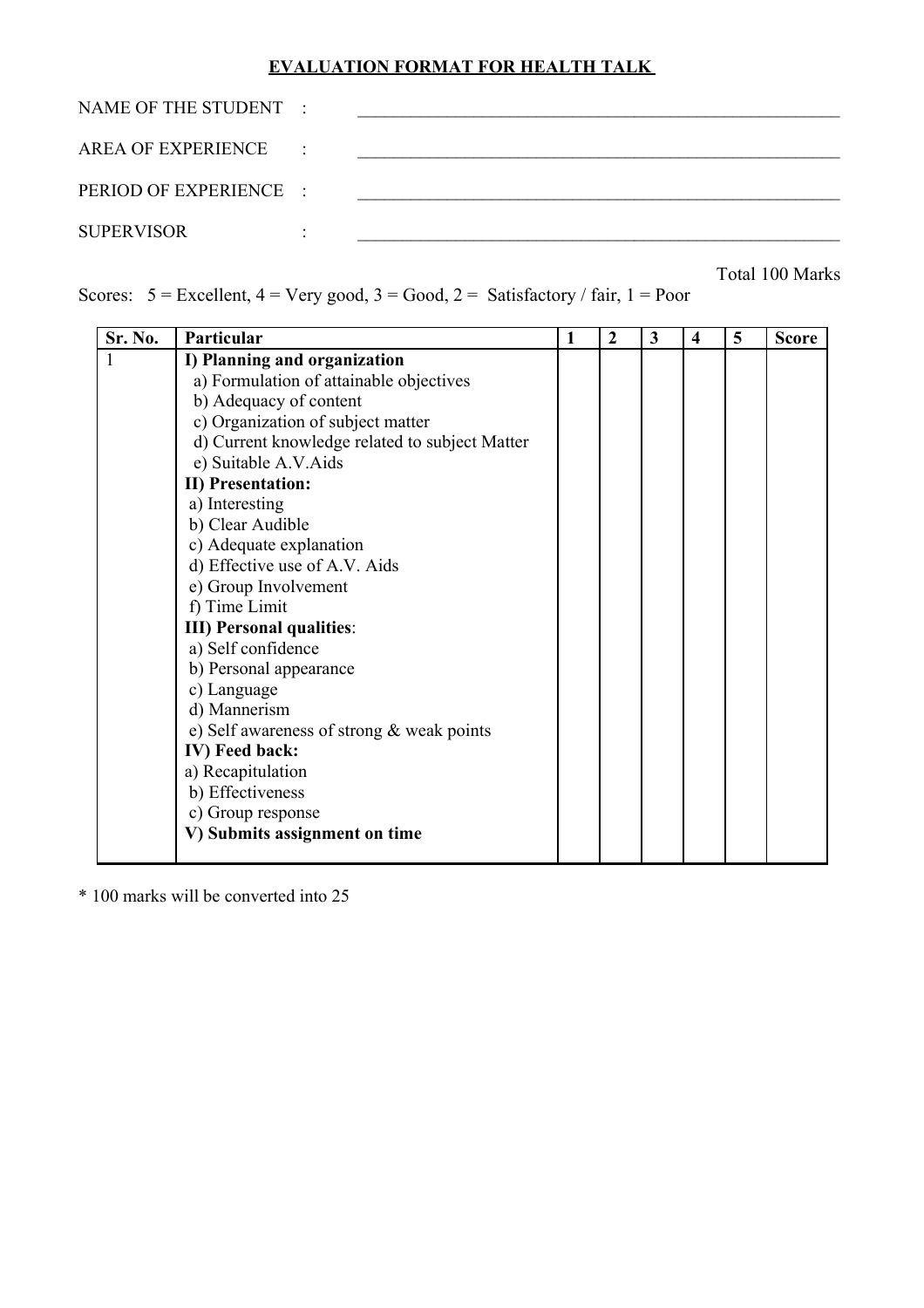## EVALUATION FORMAT FOR HEALTH TALK

NAME OF THE STUDENT : \_\_\_\_\_\_\_\_\_\_\_\_\_\_\_\_\_\_\_\_\_\_\_\_\_\_\_\_\_\_\_\_\_\_\_\_\_\_\_\_\_\_\_\_

AREA OF EXPERIENCE : \_\_\_\_\_\_\_\_\_\_\_\_\_\_\_\_\_\_\_\_\_\_\_\_\_\_\_\_\_\_\_\_\_\_\_\_\_\_\_\_\_\_\_\_

PERIOD OF EXPERIENCE : \_\_\_\_\_\_\_\_\_\_\_\_\_\_\_\_\_\_\_\_\_\_\_\_\_\_\_\_\_\_\_\_\_\_\_\_\_\_\_\_\_\_\_\_

SUPERVISOR : \_\_\_\_\_\_\_\_\_\_\_\_\_\_\_\_\_\_\_\_\_\_\_\_\_\_\_\_\_\_\_\_\_\_\_\_\_\_\_\_\_\_\_\_

Total 100 Marks

Scores: 5 = Excellent, 4 = Very good, 3 = Good, 2 = Satisfactory / fair, 1 = Poor

| Sr. No. | Particular | 1 | 2 | 3 | 4 | 5 | Score |
|---|---|---|---|---|---|---|---|
| 1 | **I) Planning and organization** | | | | | | |
| | a) Formulation of attainable objectives | | | | | | |
| | b) Adequacy of content | | | | | | |
| | c) Organization of subject matter | | | | | | |
| | d) Current knowledge related to subject Matter | | | | | | |
| | e) Suitable A.V.Aids | | | | | | |
| | **II) Presentation:** | | | | | | |
| | a) Interesting | | | | | | |
| | b) Clear Audible | | | | | | |
| | c) Adequate explanation | | | | | | |
| | d) Effective use of A.V. Aids | | | | | | |
| | e) Group Involvement | | | | | | |
| | f) Time Limit | | | | | | |
| | **III) Personal qualities**: | | | | | | |
| | a) Self confidence | | | | | | |
| | b) Personal appearance | | | | | | |
| | c) Language | | | | | | |
| | d) Mannerism | | | | | | |
| | e) Self awareness of strong & weak points | | | | | | |
| | **IV) Feed back:** | | | | | | |
| | a) Recapitulation | | | | | | |
| | b) Effectiveness | | | | | | |
| | c) Group response | | | | | | |
| | **V) Submits assignment on time** | | | | | | |

* 100 marks will be converted into 25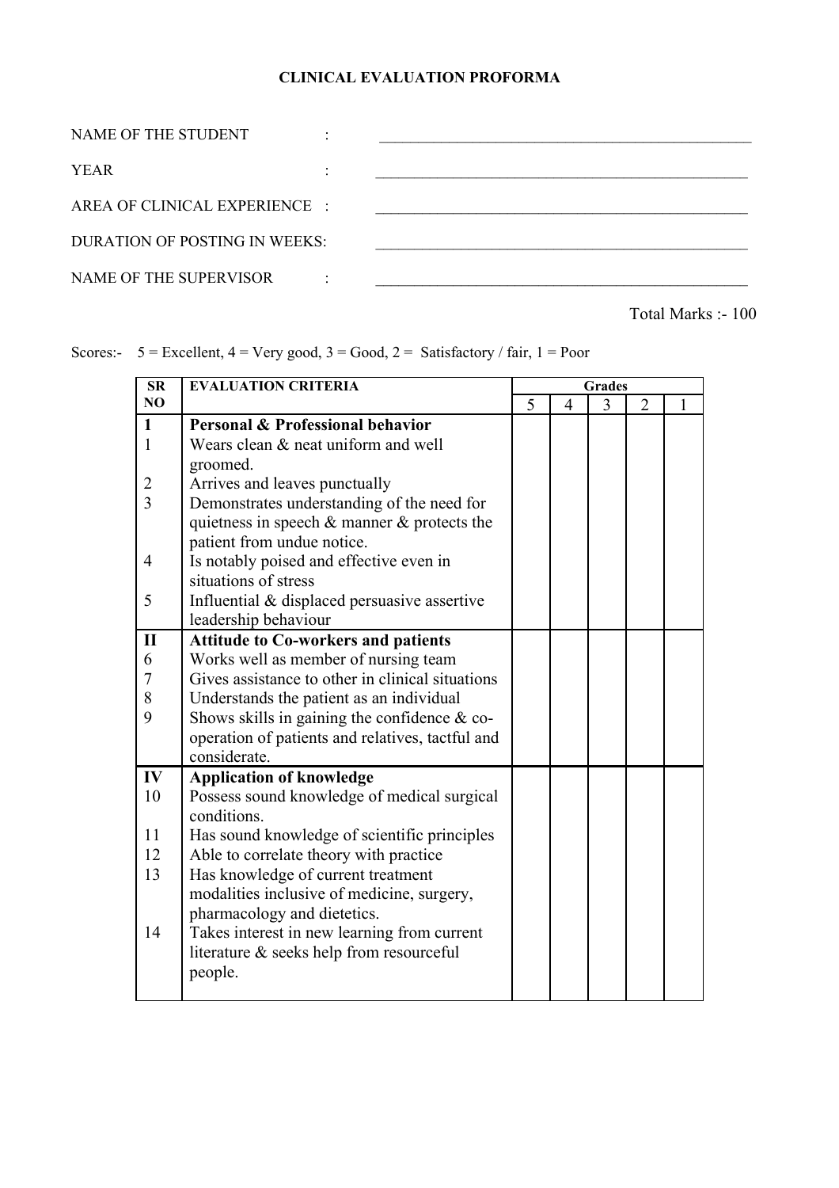**CLINICAL EVALUATION PROFORMA**

NAME OF THE STUDENT : ________________________________

YEAR : ________________________________

AREA OF CLINICAL EXPERIENCE : ________________________________

DURATION OF POSTING IN WEEKS: ________________________________

NAME OF THE SUPERVISOR : ________________________________

Total Marks :- 100

Scores:- 5 = Excellent, 4 = Very good, 3 = Good, 2 = Satisfactory / fair, 1 = Poor

| SR NO | EVALUATION CRITERIA | Grades | | | | |
|---|---|---|---|---|---|---|
| | | 5 | 4 | 3 | 2 | 1 |
| **1** | **Personal & Professional behavior** | | | | | |
| 1 | Wears clean & neat uniform and well groomed. | | | | | |
| 2 | Arrives and leaves punctually | | | | | |
| 3 | Demonstrates understanding of the need for quietness in speech & manner & protects the patient from undue notice. | | | | | |
| 4 | Is notably poised and effective even in situations of stress | | | | | |
| 5 | Influential & displaced persuasive assertive leadership behaviour | | | | | |
| **II** | **Attitude to Co-workers and patients** | | | | | |
| 6 | Works well as member of nursing team | | | | | |
| 7 | Gives assistance to other in clinical situations | | | | | |
| 8 | Understands the patient as an individual | | | | | |
| 9 | Shows skills in gaining the confidence & co-operation of patients and relatives, tactful and considerate. | | | | | |
| **IV** | **Application of knowledge** | | | | | |
| 10 | Possess sound knowledge of medical surgical conditions. | | | | | |
| 11 | Has sound knowledge of scientific principles | | | | | |
| 12 | Able to correlate theory with practice | | | | | |
| 13 | Has knowledge of current treatment modalities inclusive of medicine, surgery, pharmacology and dietetics. | | | | | |
| 14 | Takes interest in new learning from current literature & seeks help from resourceful people. | | | | | |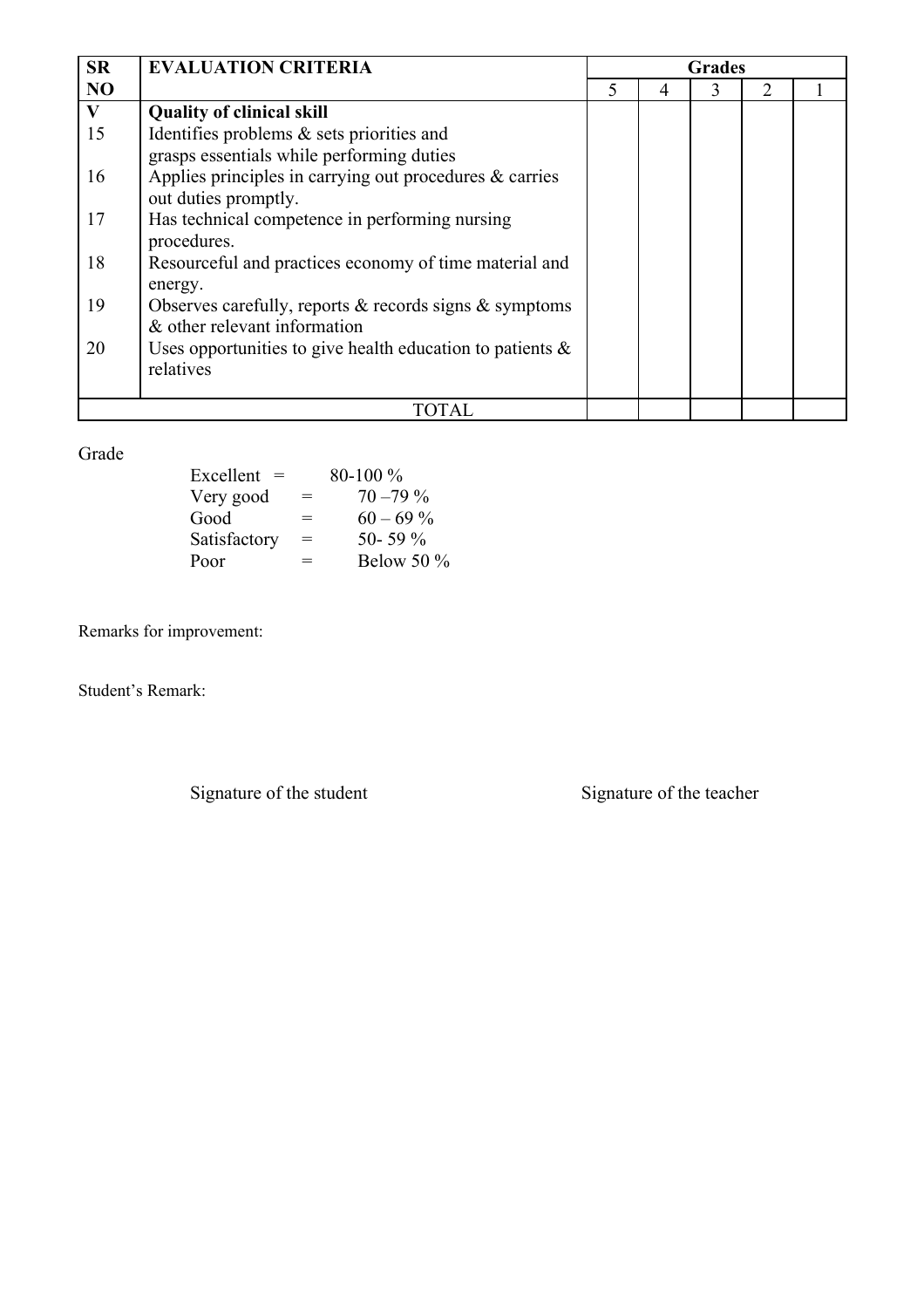| SR NO | EVALUATION CRITERIA | Grades | | | | |
|---|---|---|---|---|---|---|
| | | 5 | 4 | 3 | 2 | 1 |
| V | **Quality of clinical skill** | | | | | |
| 15 | Identifies problems & sets priorities and grasps essentials while performing duties | | | | | |
| 16 | Applies principles in carrying out procedures & carries out duties promptly. | | | | | |
| 17 | Has technical competence in performing nursing procedures. | | | | | |
| 18 | Resourceful and practices economy of time material and energy. | | | | | |
| 19 | Observes carefully, reports & records signs & symptoms & other relevant information | | | | | |
| 20 | Uses opportunities to give health education to patients & relatives | | | | | |
| | TOTAL | | | | | |

Grade

| | | |
|---|---|---|
| Excellent | = | 80-100 % |
| Very good | = | 70 –79 % |
| Good | = | 60 – 69 % |
| Satisfactory | = | 50- 59 % |
| Poor | = | Below 50 % |

Remarks for improvement:

Student's Remark:

Signature of the student Signature of the teacher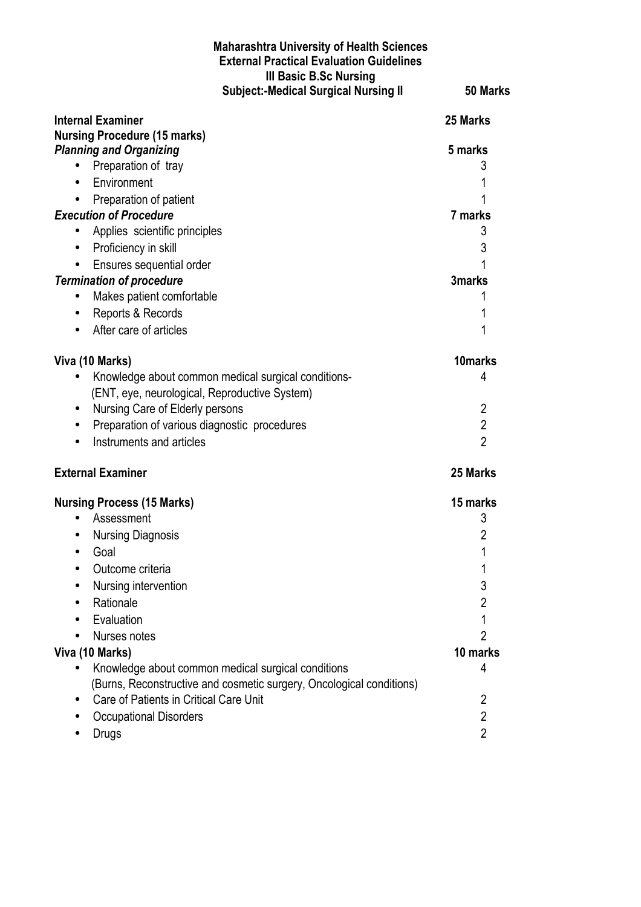**Maharashtra University of Health Sciences**
**External Practical Evaluation Guidelines**
**III Basic B.Sc Nursing**
**Subject:-Medical Surgical Nursing II** **50 Marks**

| | |
|---|---|
| **Internal Examiner** | **25 Marks** |
| **Nursing Procedure (15 marks)** | |
| ***Planning and Organizing*** | **5 marks** |
| • Preparation of tray | 3 |
| • Environment | 1 |
| • Preparation of patient | 1 |
| ***Execution of Procedure*** | **7 marks** |
| • Applies scientific principles | 3 |
| • Proficiency in skill | 3 |
| • Ensures sequential order | 1 |
| ***Termination of procedure*** | **3marks** |
| • Makes patient comfortable | 1 |
| • Reports & Records | 1 |
| • After care of articles | 1 |
| **Viva (10 Marks)** | **10marks** |
| • Knowledge about common medical surgical conditions- (ENT, eye, neurological, Reproductive System) | 4 |
| • Nursing Care of Elderly persons | 2 |
| • Preparation of various diagnostic procedures | 2 |
| • Instruments and articles | 2 |
| **External Examiner** | **25 Marks** |
| **Nursing Process (15 Marks)** | **15 marks** |
| • Assessment | 3 |
| • Nursing Diagnosis | 2 |
| • Goal | 1 |
| • Outcome criteria | 1 |
| • Nursing intervention | 3 |
| • Rationale | 2 |
| • Evaluation | 1 |
| • Nurses notes | 2 |
| **Viva (10 Marks)** | **10 marks** |
| • Knowledge about common medical surgical conditions (Burns, Reconstructive and cosmetic surgery, Oncological conditions) | 4 |
| • Care of Patients in Critical Care Unit | 2 |
| • Occupational Disorders | 2 |
| • Drugs | 2 |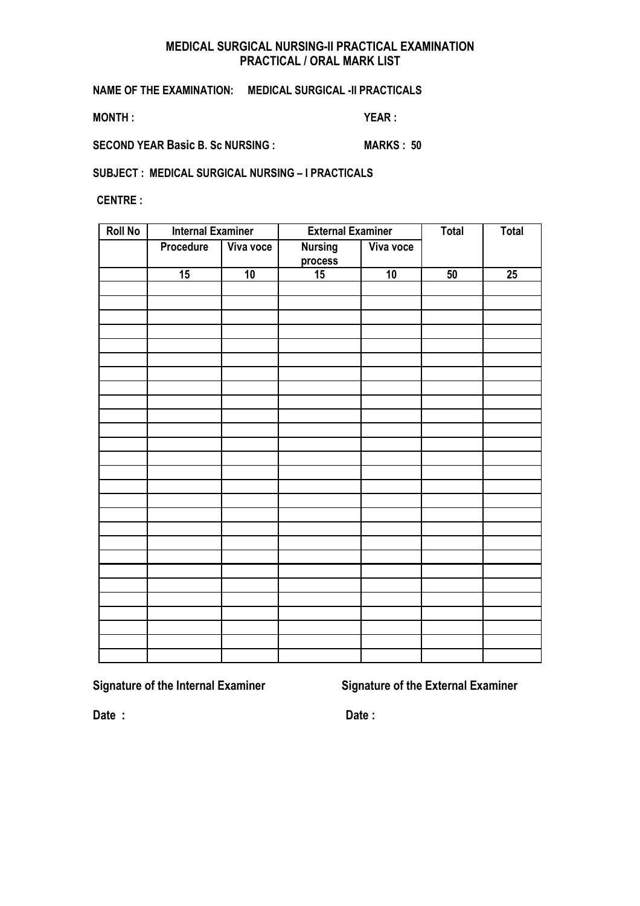## MEDICAL SURGICAL NURSING-II PRACTICAL EXAMINATION
## PRACTICAL / ORAL MARK LIST

**NAME OF THE EXAMINATION: MEDICAL SURGICAL -II PRACTICALS**

**MONTH :** **YEAR :**

**SECOND YEAR Basic B. Sc NURSING :** **MARKS : 50**

**SUBJECT : MEDICAL SURGICAL NURSING – I PRACTICALS**

**CENTRE :**

| Roll No | Internal Examiner | | External Examiner | | Total | Total |
|---|---|---|---|---|---|---|
| | Procedure | Viva voce | Nursing process | Viva voce | | |
| | 15 | 10 | 15 | 10 | 50 | 25 |
| | | | | | | |
| | | | | | | |
| | | | | | | |
| | | | | | | |
| | | | | | | |
| | | | | | | |
| | | | | | | |
| | | | | | | |
| | | | | | | |
| | | | | | | |
| | | | | | | |
| | | | | | | |
| | | | | | | |
| | | | | | | |
| | | | | | | |
| | | | | | | |
| | | | | | | |
| | | | | | | |
| | | | | | | |
| | | | | | | |
| | | | | | | |
| | | | | | | |
| | | | | | | |
| | | | | | | |
| | | | | | | |
| | | | | | | |
| | | | | | | |

**Signature of the Internal Examiner** **Signature of the External Examiner**

**Date :** **Date :**